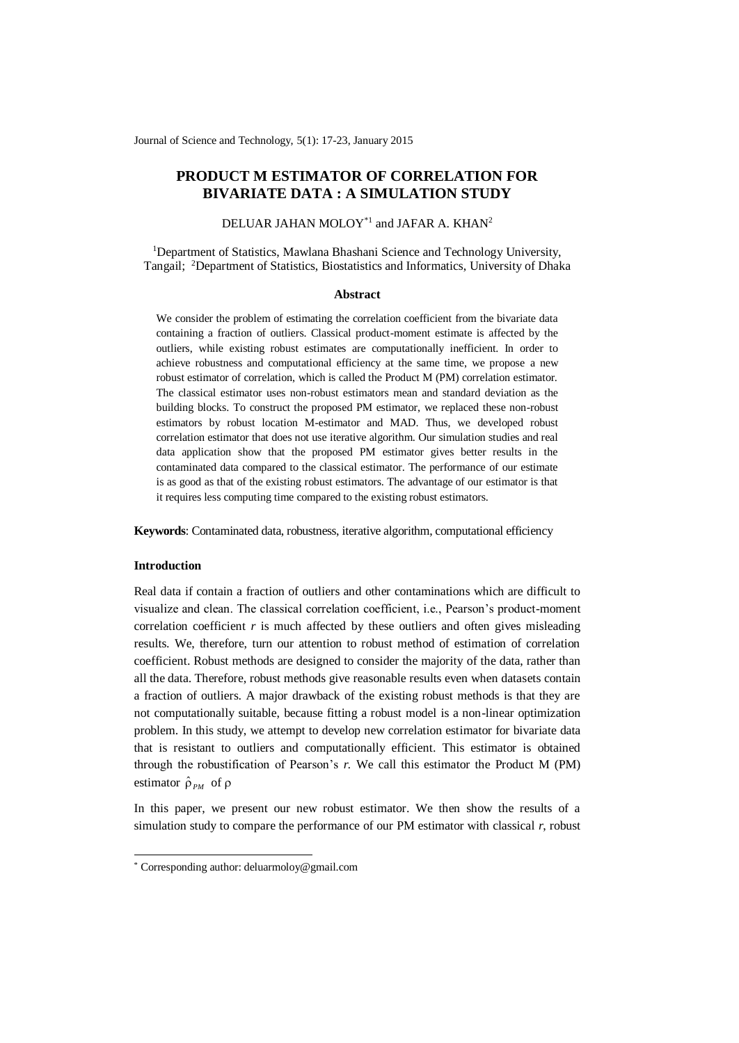# PRODUCT M ESTIMATOR OF CORRELATION FOR BIVARIATE DATA : A SIMULATION STUDY

DELUAR JAHAN MOLOY*[1] and JAFAR A. KHAN[2]

[1]Department of Statistics, Mawlana Bhashani Science and Technology University, Tangail; [2]Department of Statistics, Biostatistics and Informatics, University of Dhaka

### Abstract

We consider the problem of estimating the correlation coefficient from the bivariate data containing a fraction of outliers. Classical product-moment estimate is affected by the outliers, while existing robust estimates are computationally inefficient. In order to achieve robustness and computational efficiency at the same time, we propose a new robust estimator of correlation, which is called the Product M (PM) correlation estimator. The classical estimator uses non-robust estimators mean and standard deviation as the building blocks. To construct the proposed PM estimator, we replaced these non-robust estimators by robust location M-estimator and MAD. Thus, we developed robust correlation estimator that does not use iterative algorithm. Our simulation studies and real data application show that the proposed PM estimator gives better results in the contaminated data compared to the classical estimator. The performance of our estimate is as good as that of the existing robust estimators. The advantage of our estimator is that it requires less computing time compared to the existing robust estimators.

**Keywords**: Contaminated data, robustness, iterative algorithm, computational efficiency

## Introduction

Real data if contain a fraction of outliers and other contaminations which are difficult to visualize and clean. The classical correlation coefficient, i.e., Pearson's product-moment correlation coefficient $r$ is much affected by these outliers and often gives misleading results. We, therefore, turn our attention to robust method of estimation of correlation coefficient. Robust methods are designed to consider the majority of the data, rather than all the data. Therefore, robust methods give reasonable results even when datasets contain a fraction of outliers. A major drawback of the existing robust methods is that they are not computationally suitable, because fitting a robust model is a non-linear optimization problem. In this study, we attempt to develop new correlation estimator for bivariate data that is resistant to outliers and computationally efficient. This estimator is obtained through the robustification of Pearson's $r$. We call this estimator the Product M (PM) estimator $\hat{\rho}_{PM}$ of $\rho$

In this paper, we present our new robust estimator. We then show the results of a simulation study to compare the performance of our PM estimator with classical $r$, robust

* Corresponding author: deluarmoloy@gmail.com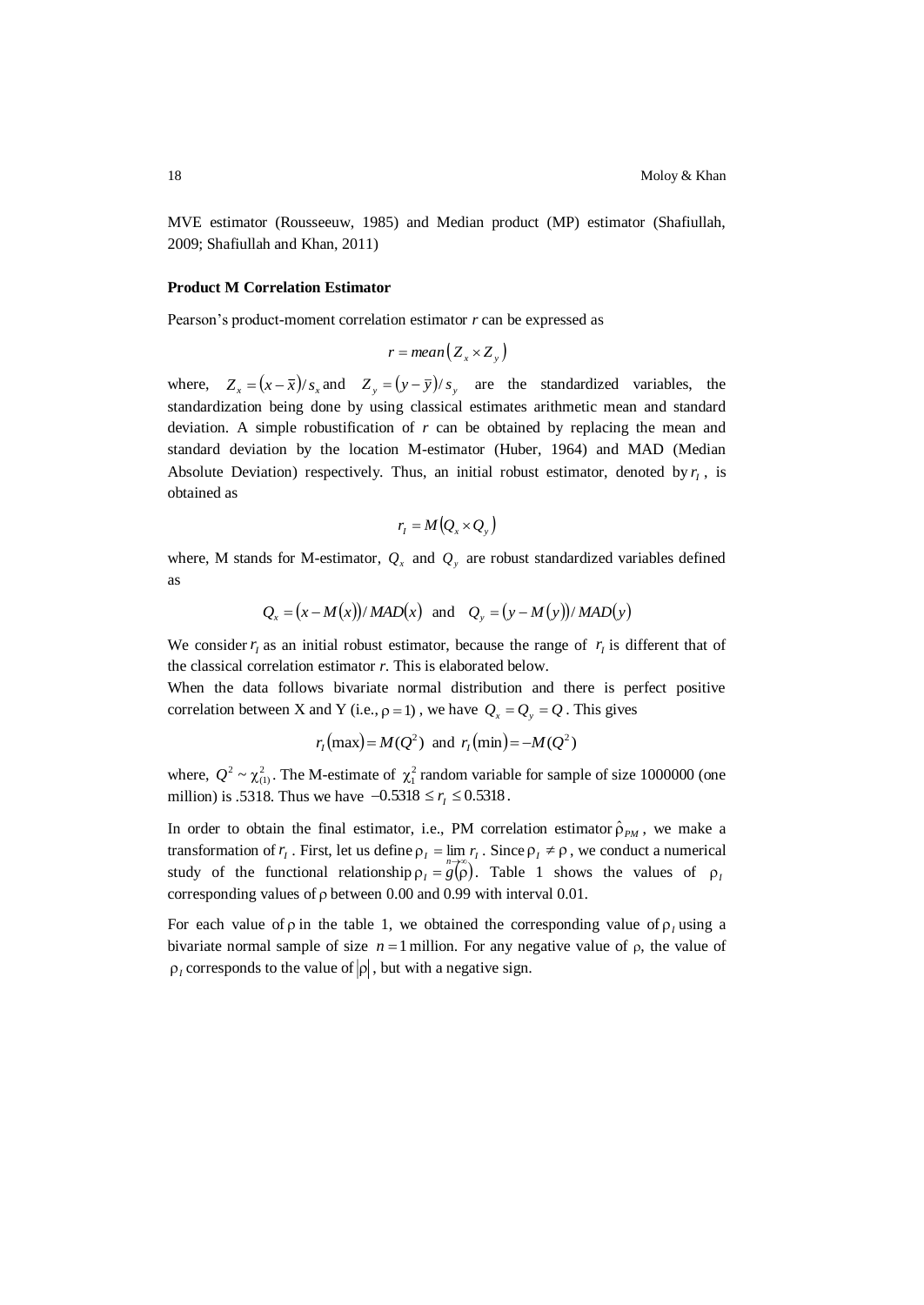MVE estimator (Rousseeuw, 1985) and Median product (MP) estimator (Shafiullah, 2009; Shafiullah and Khan, 2011)

### Product M Correlation Estimator

Pearson's product-moment correlation estimator $r$ can be expressed as

$$r = mean\left(Z_x \times Z_y\right)$$

where, $Z_x = (x - \bar{x})/s_x$ and $Z_y = (y - \bar{y})/s_y$ are the standardized variables, the standardization being done by using classical estimates arithmetic mean and standard deviation. A simple robustification of $r$ can be obtained by replacing the mean and standard deviation by the location M-estimator (Huber, 1964) and MAD (Median Absolute Deviation) respectively. Thus, an initial robust estimator, denoted by $r_I$, is obtained as

$$r_I = M\left(Q_x \times Q_y\right)$$

where, M stands for M-estimator, $Q_x$ and $Q_y$ are robust standardized variables defined as

$$Q_x = (x - M(x))/MAD(x) \quad \text{and} \quad Q_y = (y - M(y))/MAD(y)$$

We consider $r_I$ as an initial robust estimator, because the range of $r_I$ is different that of the classical correlation estimator $r$. This is elaborated below.

When the data follows bivariate normal distribution and there is perfect positive correlation between X and Y (i.e., $\rho = 1$), we have $Q_x = Q_y = Q$. This gives

$$r_I(\max) = M(Q^2) \text{ and } r_I(\min) = -M(Q^2)$$

where, $Q^2 \sim \chi^2_{(1)}$. The M-estimate of $\chi^2_1$ random variable for sample of size 1000000 (one million) is .5318. Thus we have $-0.5318 \le r_I \le 0.5318$.

In order to obtain the final estimator, i.e., PM correlation estimator $\hat{\rho}_{PM}$, we make a transformation of $r_I$. First, let us define $\rho_I = \lim_{n \to \infty} r_I$. Since $\rho_I \ne \rho$, we conduct a numerical study of the functional relationship $\rho_I = g(\rho)$. Table 1 shows the values of $\rho_I$ corresponding values of $\rho$ between 0.00 and 0.99 with interval 0.01.

For each value of $\rho$ in the table 1, we obtained the corresponding value of $\rho_I$ using a bivariate normal sample of size $n = 1$ million. For any negative value of $\rho$, the value of $\rho_I$ corresponds to the value of $|\rho|$, but with a negative sign.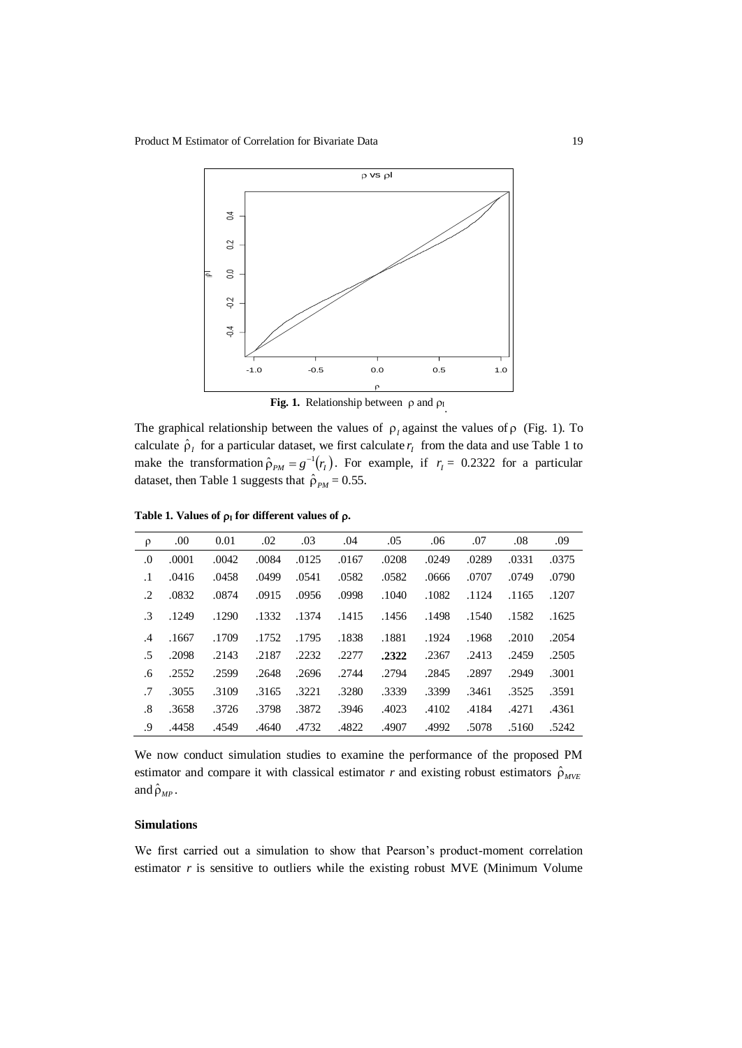**Fig. 1.** Relationship between $\rho$ and $\rho_I$.

The graphical relationship between the values of $\rho_I$ against the values of $\rho$ (Fig. 1). To calculate $\hat{\rho}_I$ for a particular dataset, we first calculate $r_I$ from the data and use Table 1 to make the transformation $\hat{\rho}_{PM} = g^{-1}(r_I)$. For example, if $r_I$ = 0.2322 for a particular dataset, then Table 1 suggests that $\hat{\rho}_{PM}$ = 0.55.

**Table 1. Values of $\rho_I$ for different values of $\rho$.**

| $\rho$ | .00 | 0.01 | .02 | .03 | .04 | .05 | .06 | .07 | .08 | .09 |
|---|---|---|---|---|---|---|---|---|---|---|
| .0 | .0001 | .0042 | .0084 | .0125 | .0167 | .0208 | .0249 | .0289 | .0331 | .0375 |
| .1 | .0416 | .0458 | .0499 | .0541 | .0582 | .0582 | .0666 | .0707 | .0749 | .0790 |
| .2 | .0832 | .0874 | .0915 | .0956 | .0998 | .1040 | .1082 | .1124 | .1165 | .1207 |
| .3 | .1249 | .1290 | .1332 | .1374 | .1415 | .1456 | .1498 | .1540 | .1582 | .1625 |
| .4 | .1667 | .1709 | .1752 | .1795 | .1838 | .1881 | .1924 | .1968 | .2010 | .2054 |
| .5 | .2098 | .2143 | .2187 | .2232 | .2277 | **.2322** | .2367 | .2413 | .2459 | .2505 |
| .6 | .2552 | .2599 | .2648 | .2696 | .2744 | .2794 | .2845 | .2897 | .2949 | .3001 |
| .7 | .3055 | .3109 | .3165 | .3221 | .3280 | .3339 | .3399 | .3461 | .3525 | .3591 |
| .8 | .3658 | .3726 | .3798 | .3872 | .3946 | .4023 | .4102 | .4184 | .4271 | .4361 |
| .9 | .4458 | .4549 | .4640 | .4732 | .4822 | .4907 | .4992 | .5078 | .5160 | .5242 |

We now conduct simulation studies to examine the performance of the proposed PM estimator and compare it with classical estimator *r* and existing robust estimators $\hat{\rho}_{MVE}$ and $\hat{\rho}_{MP}$.

### Simulations

We first carried out a simulation to show that Pearson's product-moment correlation estimator *r* is sensitive to outliers while the existing robust MVE (Minimum Volume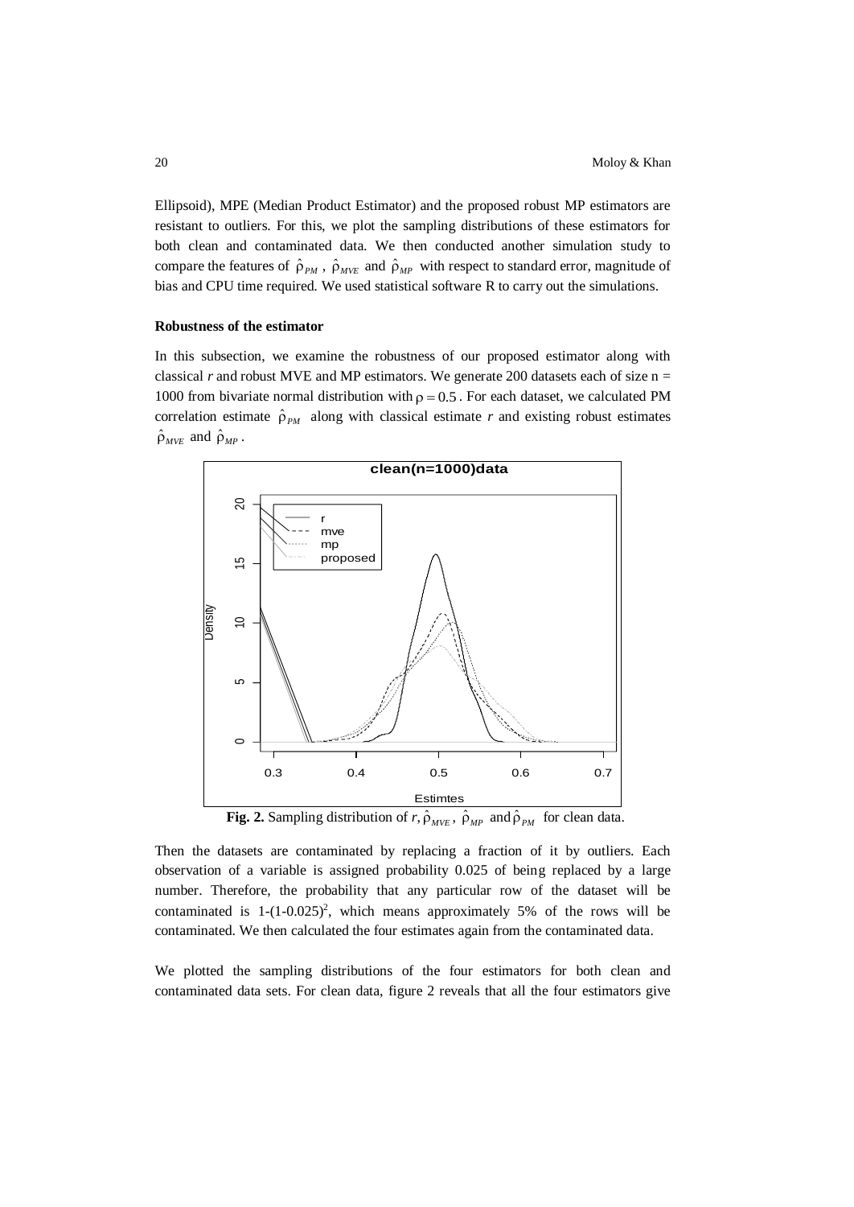Ellipsoid), MPE (Median Product Estimator) and the proposed robust MP estimators are resistant to outliers. For this, we plot the sampling distributions of these estimators for both clean and contaminated data. We then conducted another simulation study to compare the features of $\hat{\rho}_{PM}$, $\hat{\rho}_{MVE}$ and $\hat{\rho}_{MP}$ with respect to standard error, magnitude of bias and CPU time required. We used statistical software R to carry out the simulations.

**Robustness of the estimator**

In this subsection, we examine the robustness of our proposed estimator along with classical *r* and robust MVE and MP estimators. We generate 200 datasets each of size n = 1000 from bivariate normal distribution with $\rho = 0.5$. For each dataset, we calculated PM correlation estimate $\hat{\rho}_{PM}$ along with classical estimate *r* and existing robust estimates $\hat{\rho}_{MVE}$ and $\hat{\rho}_{MP}$.

**Fig. 2.** Sampling distribution of *r*, $\hat{\rho}_{MVE}$, $\hat{\rho}_{MP}$ and $\hat{\rho}_{PM}$ for clean data.

Then the datasets are contaminated by replacing a fraction of it by outliers. Each observation of a variable is assigned probability 0.025 of being replaced by a large number. Therefore, the probability that any particular row of the dataset will be contaminated is $1-(1-0.025)^2$, which means approximately 5% of the rows will be contaminated. We then calculated the four estimates again from the contaminated data.

We plotted the sampling distributions of the four estimators for both clean and contaminated data sets. For clean data, figure 2 reveals that all the four estimators give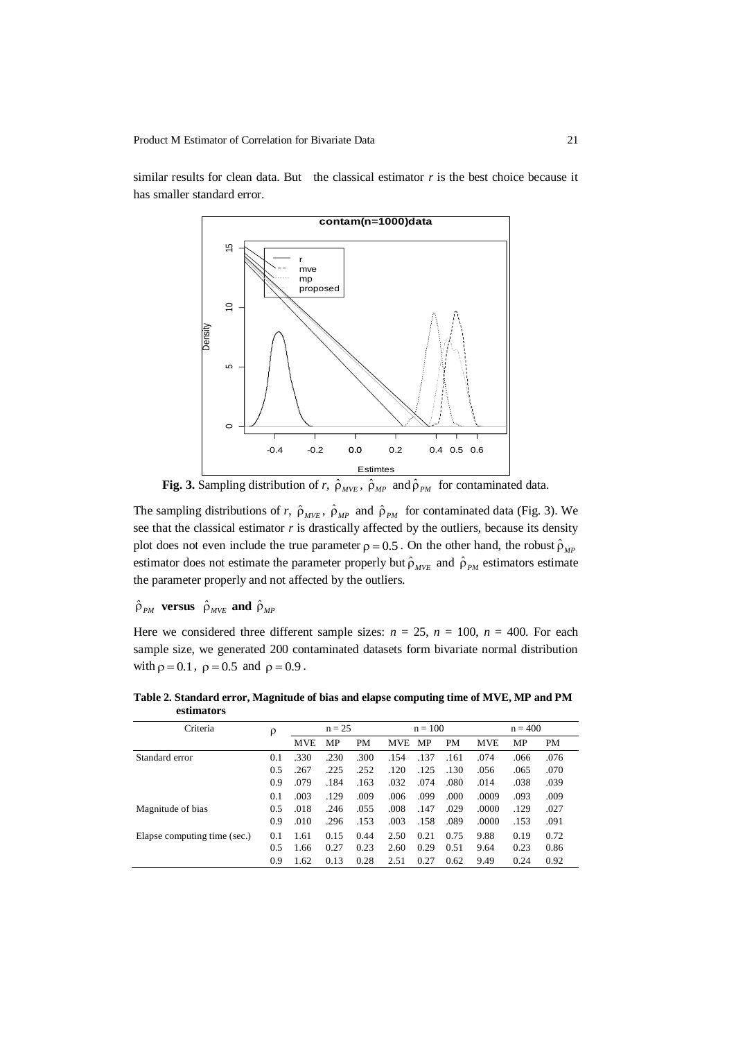similar results for clean data. But the classical estimator $r$ is the best choice because it has smaller standard error.

**Fig. 3.** Sampling distribution of $r$, $\hat{\rho}_{MVE}$, $\hat{\rho}_{MP}$ and $\hat{\rho}_{PM}$ for contaminated data.

The sampling distributions of $r$, $\hat{\rho}_{MVE}$, $\hat{\rho}_{MP}$ and $\hat{\rho}_{PM}$ for contaminated data (Fig. 3). We see that the classical estimator $r$ is drastically affected by the outliers, because its density plot does not even include the true parameter $\rho = 0.5$. On the other hand, the robust $\hat{\rho}_{MP}$ estimator does not estimate the parameter properly but $\hat{\rho}_{MVE}$ and $\hat{\rho}_{PM}$ estimators estimate the parameter properly and not affected by the outliers.

### $\hat{\rho}_{PM}$ versus $\hat{\rho}_{MVE}$ and $\hat{\rho}_{MP}$

Here we considered three different sample sizes: $n$ = 25, $n$ = 100, $n$ = 400. For each sample size, we generated 200 contaminated datasets form bivariate normal distribution with $\rho = 0.1$, $\rho = 0.5$ and $\rho = 0.9$.

**Table 2. Standard error, Magnitude of bias and elapse computing time of MVE, MP and PM estimators**

| Criteria | $\rho$ | n = 25 | | | n = 100 | | | n = 400 | | |
|---|---|---|---|---|---|---|---|---|---|---|
| | | MVE | MP | PM | MVE | MP | PM | MVE | MP | PM |
| Standard error | 0.1 | .330 | .230 | .300 | .154 | .137 | .161 | .074 | .066 | .076 |
| | 0.5 | .267 | .225 | .252 | .120 | .125 | .130 | .056 | .065 | .070 |
| | 0.9 | .079 | .184 | .163 | .032 | .074 | .080 | .014 | .038 | .039 |
| Magnitude of bias | 0.1 | .003 | .129 | .009 | .006 | .099 | .000 | .0009 | .093 | .009 |
| | 0.5 | .018 | .246 | .055 | .008 | .147 | .029 | .0000 | .129 | .027 |
| | 0.9 | .010 | .296 | .153 | .003 | .158 | .089 | .0000 | .153 | .091 |
| Elapse computing time (sec.) | 0.1 | 1.61 | 0.15 | 0.44 | 2.50 | 0.21 | 0.75 | 9.88 | 0.19 | 0.72 |
| | 0.5 | 1.66 | 0.27 | 0.23 | 2.60 | 0.29 | 0.51 | 9.64 | 0.23 | 0.86 |
| | 0.9 | 1.62 | 0.13 | 0.28 | 2.51 | 0.27 | 0.62 | 9.49 | 0.24 | 0.92 |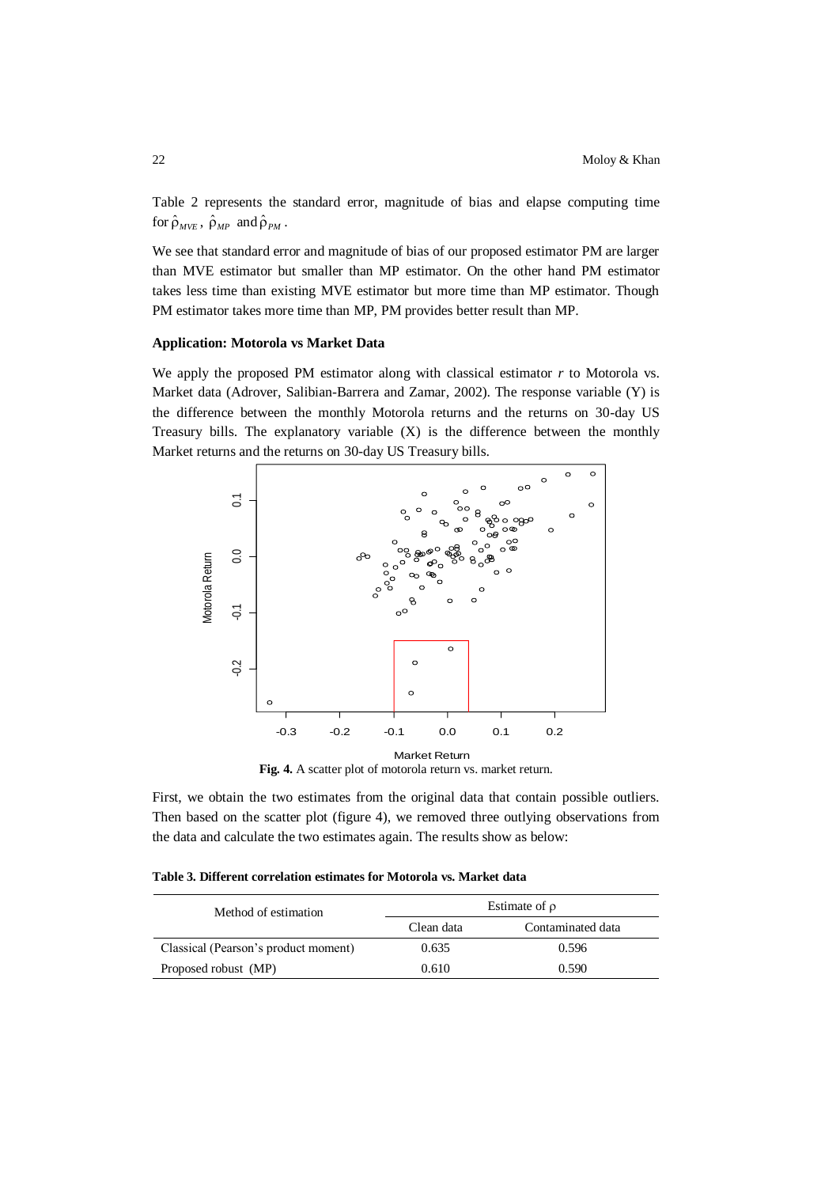Table 2 represents the standard error, magnitude of bias and elapse computing time for $\hat{\rho}_{MVE}$, $\hat{\rho}_{MP}$ and $\hat{\rho}_{PM}$.

We see that standard error and magnitude of bias of our proposed estimator PM are larger than MVE estimator but smaller than MP estimator. On the other hand PM estimator takes less time than existing MVE estimator but more time than MP estimator. Though PM estimator takes more time than MP, PM provides better result than MP.

**Application: Motorola vs Market Data**

We apply the proposed PM estimator along with classical estimator *r* to Motorola vs. Market data (Adrover, Salibian-Barrera and Zamar, 2002). The response variable (Y) is the difference between the monthly Motorola returns and the returns on 30-day US Treasury bills. The explanatory variable (X) is the difference between the monthly Market returns and the returns on 30-day US Treasury bills.

**Fig. 4.** A scatter plot of motorola return vs. market return.

First, we obtain the two estimates from the original data that contain possible outliers. Then based on the scatter plot (figure 4), we removed three outlying observations from the data and calculate the two estimates again. The results show as below:

**Table 3. Different correlation estimates for Motorola vs. Market data**

| Method of estimation | Estimate of $\rho$ | |
|---|---|---|
| | Clean data | Contaminated data |
| Classical (Pearson's product moment) | 0.635 | 0.596 |
| Proposed robust (MP) | 0.610 | 0.590 |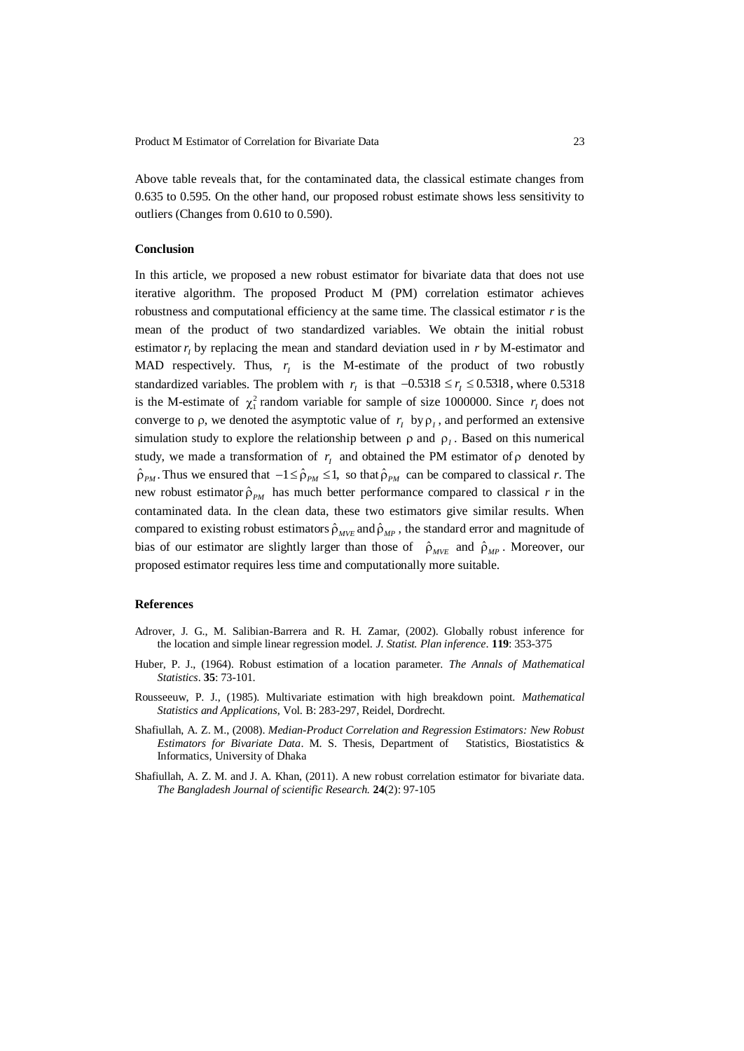Above table reveals that, for the contaminated data, the classical estimate changes from 0.635 to 0.595. On the other hand, our proposed robust estimate shows less sensitivity to outliers (Changes from 0.610 to 0.590).

## Conclusion

In this article, we proposed a new robust estimator for bivariate data that does not use iterative algorithm. The proposed Product M (PM) correlation estimator achieves robustness and computational efficiency at the same time. The classical estimator *r* is the mean of the product of two standardized variables. We obtain the initial robust estimator $r_I$ by replacing the mean and standard deviation used in *r* by M-estimator and MAD respectively. Thus, $r_I$ is the M-estimate of the product of two robustly standardized variables. The problem with $r_I$ is that $-0.5318 \le r_I \le 0.5318$, where 0.5318 is the M-estimate of $\chi_1^2$ random variable for sample of size 1000000. Since $r_I$ does not converge to $\rho$, we denoted the asymptotic value of $r_I$ by $\rho_I$, and performed an extensive simulation study to explore the relationship between $\rho$ and $\rho_I$. Based on this numerical study, we made a transformation of $r_I$ and obtained the PM estimator of $\rho$ denoted by $\hat{\rho}_{PM}$. Thus we ensured that $-1 \le \hat{\rho}_{PM} \le 1$, so that $\hat{\rho}_{PM}$ can be compared to classical *r*. The new robust estimator $\hat{\rho}_{PM}$ has much better performance compared to classical *r* in the contaminated data. In the clean data, these two estimators give similar results. When compared to existing robust estimators $\hat{\rho}_{MVE}$ and $\hat{\rho}_{MP}$, the standard error and magnitude of bias of our estimator are slightly larger than those of $\hat{\rho}_{MVE}$ and $\hat{\rho}_{MP}$. Moreover, our proposed estimator requires less time and computationally more suitable.

## References

Adrover, J. G., M. Salibian-Barrera and R. H. Zamar, (2002). Globally robust inference for the location and simple linear regression model. *J. Statist. Plan inference*. **119**: 353-375

Huber, P. J., (1964). Robust estimation of a location parameter. *The Annals of Mathematical Statistics*. **35**: 73-101.

Rousseeuw, P. J., (1985). Multivariate estimation with high breakdown point. *Mathematical Statistics and Applications*, Vol. B: 283-297, Reidel, Dordrecht.

Shafiullah, A. Z. M., (2008). *Median-Product Correlation and Regression Estimators: New Robust Estimators for Bivariate Data*. M. S. Thesis, Department of Statistics, Biostatistics & Informatics, University of Dhaka

Shafiullah, A. Z. M. and J. A. Khan, (2011). A new robust correlation estimator for bivariate data. *The Bangladesh Journal of scientific Research.* **24**(2): 97-105